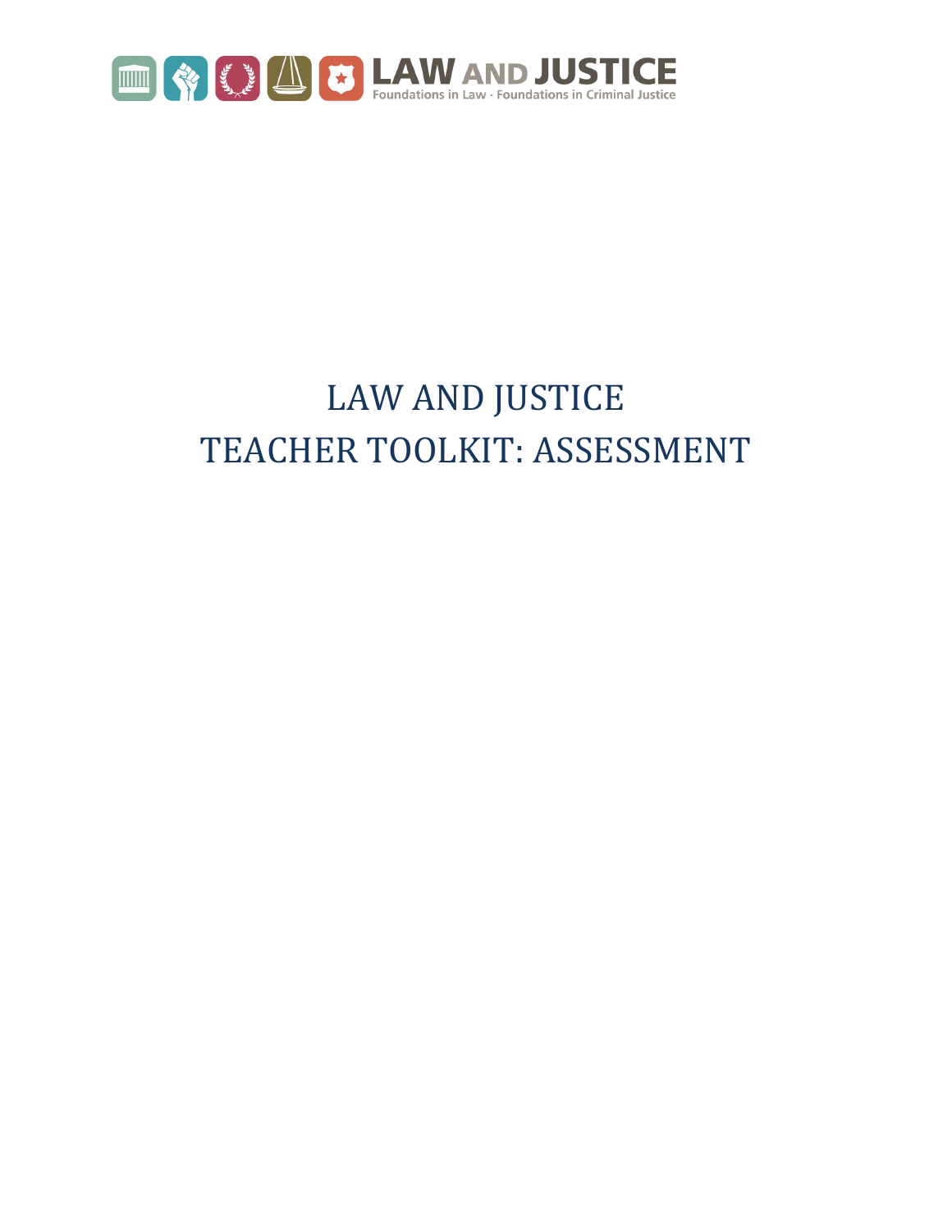LAW AND JUSTICE
Foundations in Law · Foundations in Criminal Justice

# LAW AND JUSTICE
# TEACHER TOOLKIT: ASSESSMENT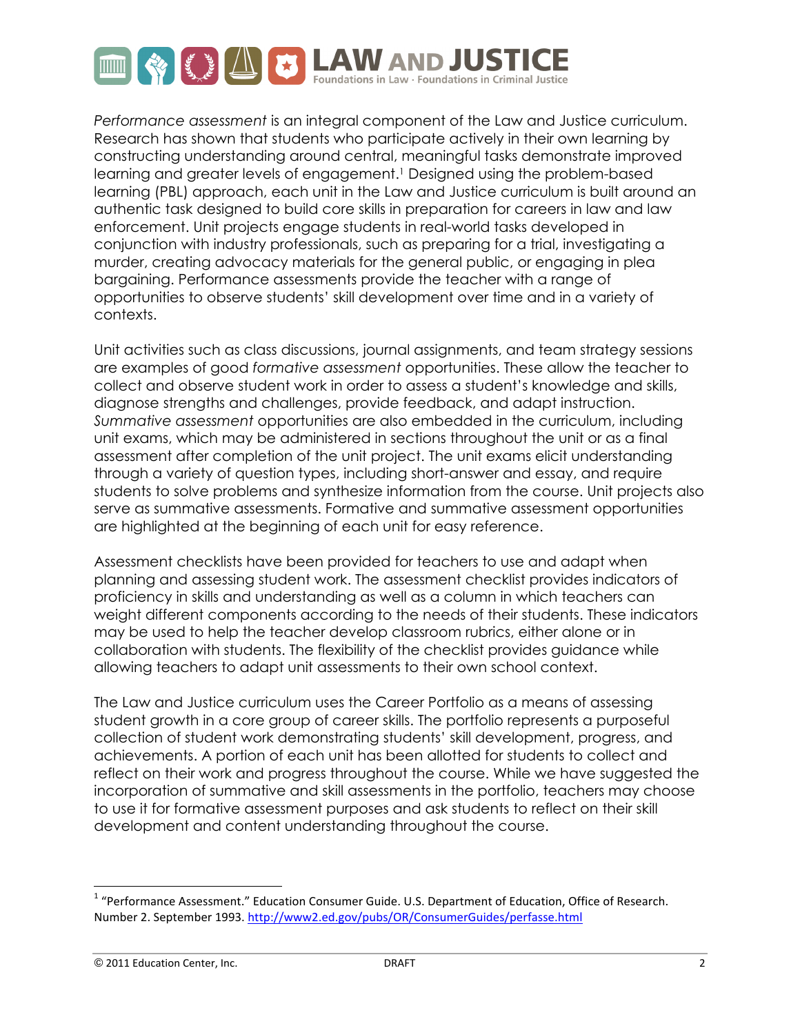*Performance assessment* is an integral component of the Law and Justice curriculum. Research has shown that students who participate actively in their own learning by constructing understanding around central, meaningful tasks demonstrate improved learning and greater levels of engagement.[1] Designed using the problem-based learning (PBL) approach, each unit in the Law and Justice curriculum is built around an authentic task designed to build core skills in preparation for careers in law and law enforcement. Unit projects engage students in real-world tasks developed in conjunction with industry professionals, such as preparing for a trial, investigating a murder, creating advocacy materials for the general public, or engaging in plea bargaining. Performance assessments provide the teacher with a range of opportunities to observe students' skill development over time and in a variety of contexts.

Unit activities such as class discussions, journal assignments, and team strategy sessions are examples of good *formative assessment* opportunities. These allow the teacher to collect and observe student work in order to assess a student's knowledge and skills, diagnose strengths and challenges, provide feedback, and adapt instruction. *Summative assessment* opportunities are also embedded in the curriculum, including unit exams, which may be administered in sections throughout the unit or as a final assessment after completion of the unit project. The unit exams elicit understanding through a variety of question types, including short-answer and essay, and require students to solve problems and synthesize information from the course. Unit projects also serve as summative assessments. Formative and summative assessment opportunities are highlighted at the beginning of each unit for easy reference.

Assessment checklists have been provided for teachers to use and adapt when planning and assessing student work. The assessment checklist provides indicators of proficiency in skills and understanding as well as a column in which teachers can weight different components according to the needs of their students. These indicators may be used to help the teacher develop classroom rubrics, either alone or in collaboration with students. The flexibility of the checklist provides guidance while allowing teachers to adapt unit assessments to their own school context.

The Law and Justice curriculum uses the Career Portfolio as a means of assessing student growth in a core group of career skills. The portfolio represents a purposeful collection of student work demonstrating students' skill development, progress, and achievements. A portion of each unit has been allotted for students to collect and reflect on their work and progress throughout the course. While we have suggested the incorporation of summative and skill assessments in the portfolio, teachers may choose to use it for formative assessment purposes and ask students to reflect on their skill development and content understanding throughout the course.

---

[1] "Performance Assessment." Education Consumer Guide. U.S. Department of Education, Office of Research. Number 2. September 1993. http://www2.ed.gov/pubs/OR/ConsumerGuides/perfasse.html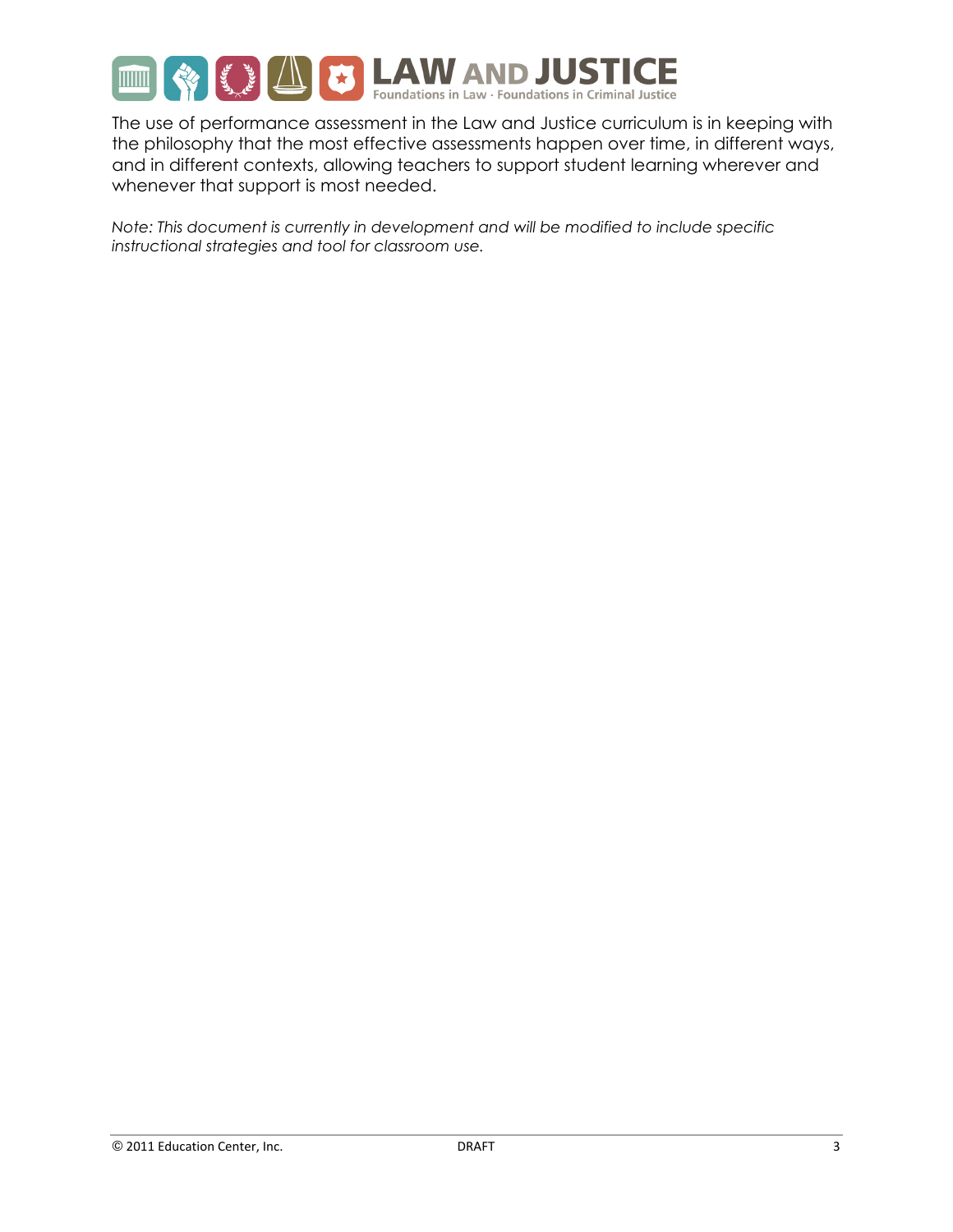The use of performance assessment in the Law and Justice curriculum is in keeping with the philosophy that the most effective assessments happen over time, in different ways, and in different contexts, allowing teachers to support student learning wherever and whenever that support is most needed.

*Note: This document is currently in development and will be modified to include specific instructional strategies and tool for classroom use.*